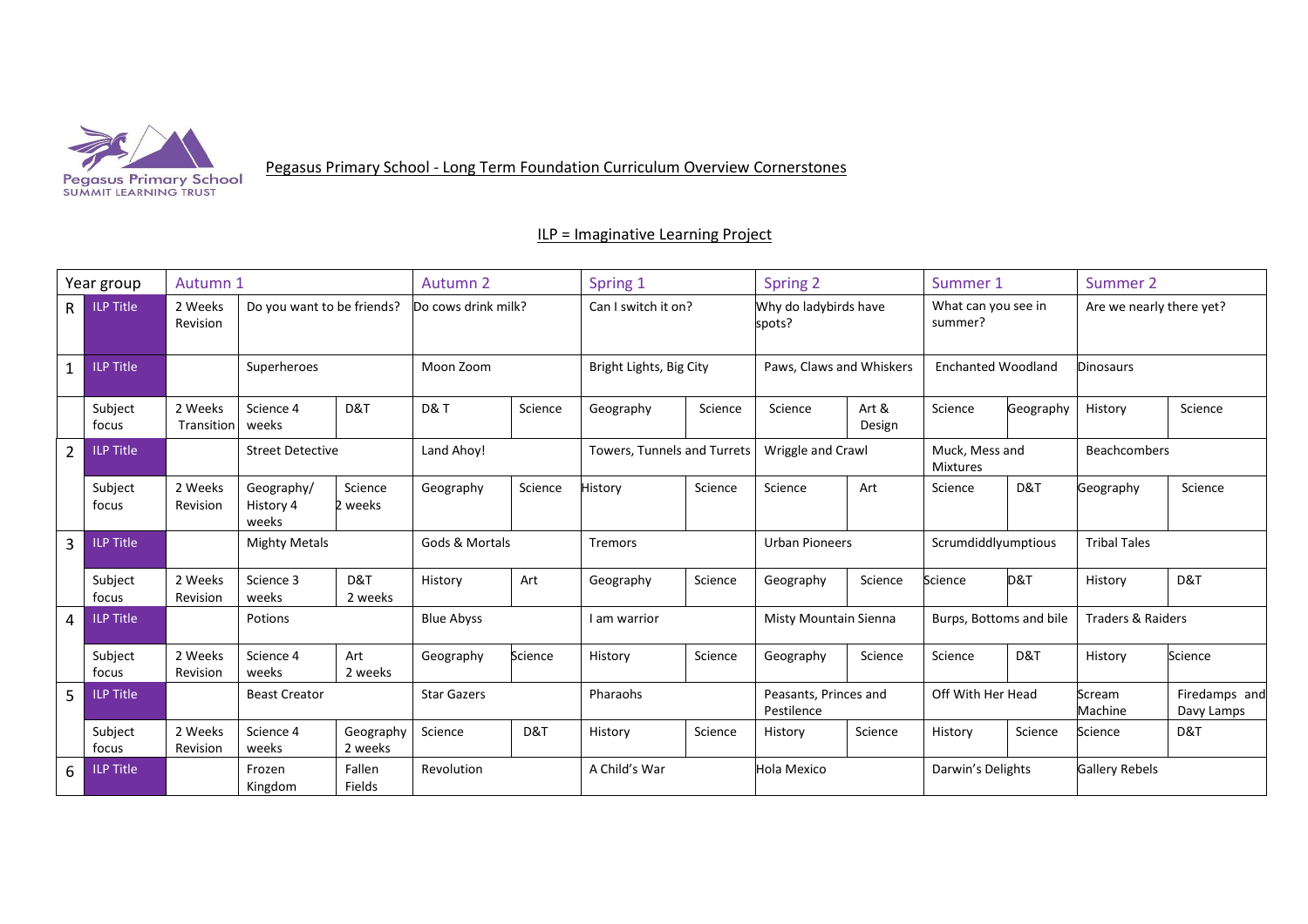Pegasus Primary School
SUMMIT LEARNING TRUST

# Pegasus Primary School - Long Term Foundation Curriculum Overview Cornerstones

## ILP = Imaginative Learning Project

| Year group | | Autumn 1 | | | Autumn 2 | | Spring 1 | | Spring 2 | | Summer 1 | | Summer 2 | |
|---|---|---|---|---|---|---|---|---|---|---|---|---|---|---|
| R | ILP Title | 2 Weeks Revision | Do you want to be friends? | | Do cows drink milk? | | Can I switch it on? | | Why do ladybirds have spots? | | What can you see in summer? | | Are we nearly there yet? | |
| 1 | ILP Title | | Superheroes | | Moon Zoom | | Bright Lights, Big City | | Paws, Claws and Whiskers | | Enchanted Woodland | | Dinosaurs | |
| | Subject focus | 2 Weeks Transition | Science 4 weeks | D&T | D& T | Science | Geography | Science | Science | Art & Design | Science | Geography | History | Science |
| 2 | ILP Title | | Street Detective | | Land Ahoy! | | Towers, Tunnels and Turrets | | Wriggle and Crawl | | Muck, Mess and Mixtures | | Beachcombers | |
| | Subject focus | 2 Weeks Revision | Geography/ History 4 weeks | Science 2 weeks | Geography | Science | History | Science | Science | Art | Science | D&T | Geography | Science |
| 3 | ILP Title | | Mighty Metals | | Gods & Mortals | | Tremors | | Urban Pioneers | | Scrumdiddlyumptious | | Tribal Tales | |
| | Subject focus | 2 Weeks Revision | Science 3 weeks | D&T 2 weeks | History | Art | Geography | Science | Geography | Science | Science | D&T | History | D&T |
| 4 | ILP Title | | Potions | | Blue Abyss | | I am warrior | | Misty Mountain Sienna | | Burps, Bottoms and bile | | Traders & Raiders | |
| | Subject focus | 2 Weeks Revision | Science 4 weeks | Art 2 weeks | Geography | Science | History | Science | Geography | Science | Science | D&T | History | Science |
| 5 | ILP Title | | Beast Creator | | Star Gazers | | Pharaohs | | Peasants, Princes and Pestilence | | Off With Her Head | | Scream Machine | Firedamps and Davy Lamps |
| | Subject focus | 2 Weeks Revision | Science 4 weeks | Geography 2 weeks | Science | D&T | History | Science | History | Science | History | Science | Science | D&T |
| 6 | ILP Title | | Frozen Kingdom | Fallen Fields | Revolution | | A Child's War | | Hola Mexico | | Darwin's Delights | | Gallery Rebels | |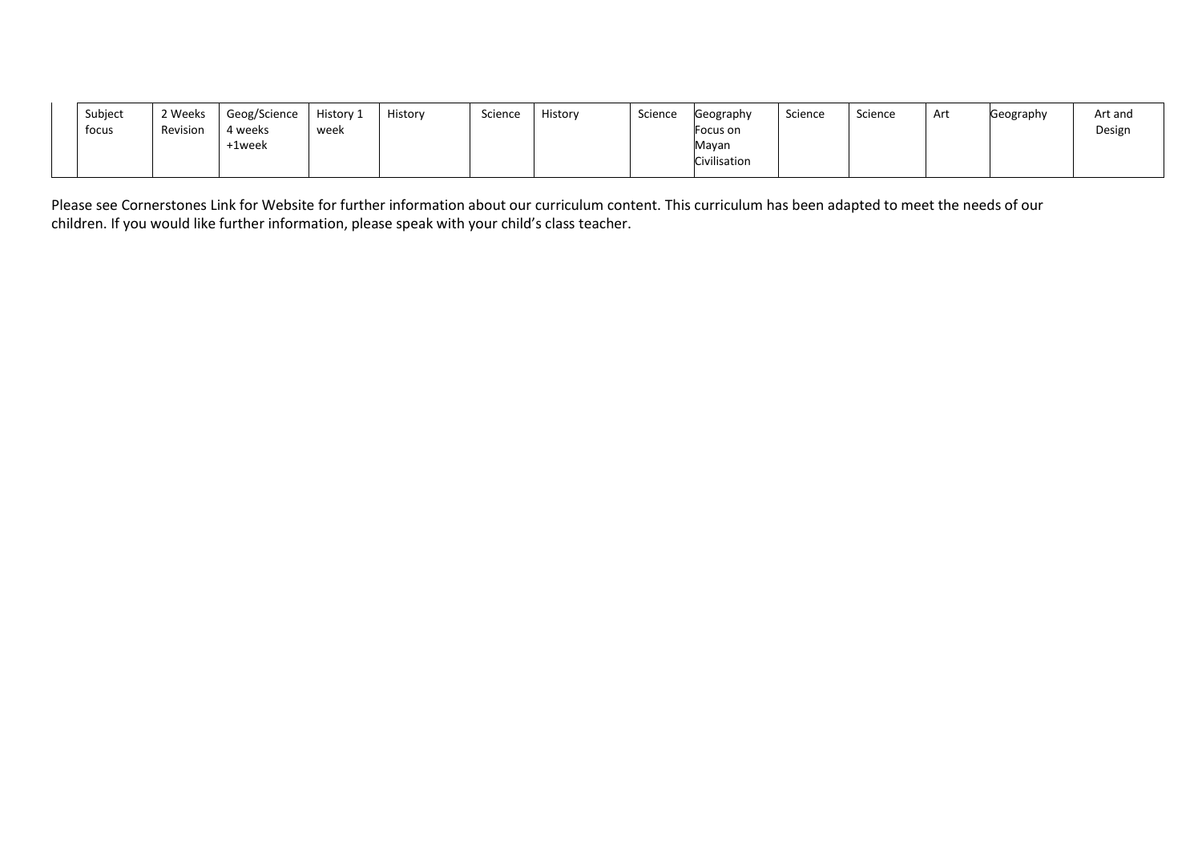| | | | | | | | | | | | | | | |
|---|---|---|---|---|---|---|---|---|---|---|---|---|---|---|
| | Subject focus | 2 Weeks Revision | Geog/Science 4 weeks +1week | History 1 week | History | Science | History | Science | Geography Focus on Mayan Civilisation | Science | Science | Art | Geography | Art and Design |

Please see Cornerstones Link for Website for further information about our curriculum content. This curriculum has been adapted to meet the needs of our children. If you would like further information, please speak with your child's class teacher.